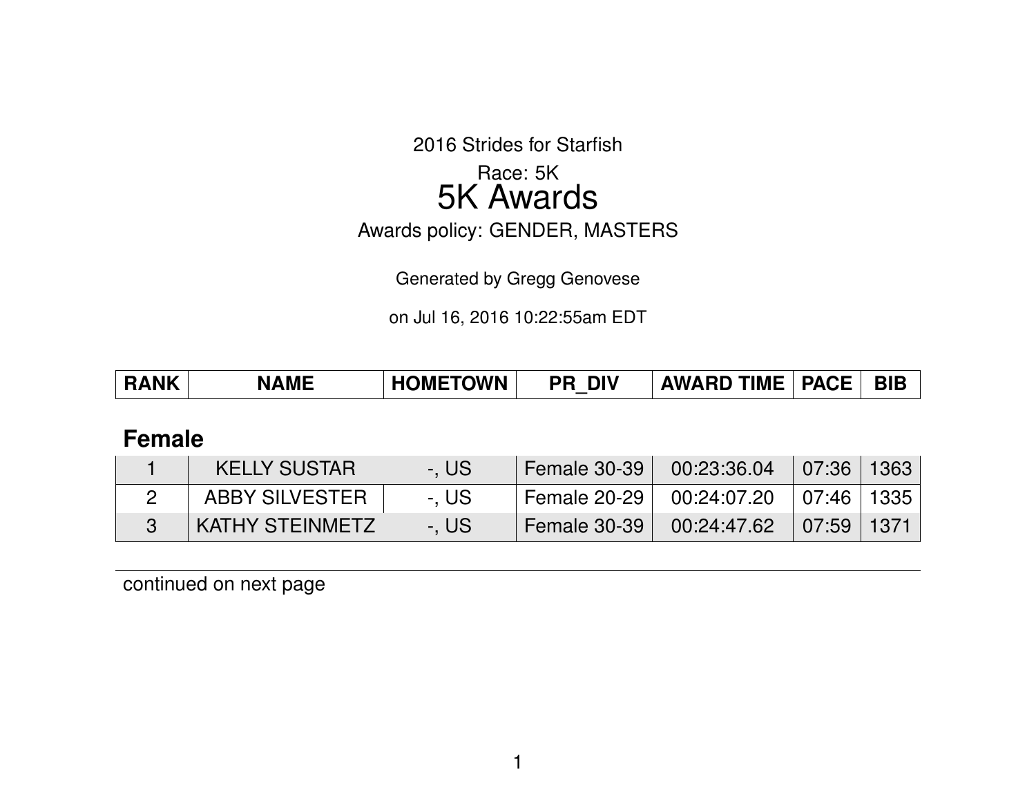2016 Strides for Starfish

Race: 5K

# 5K Awards

Awards policy: GENDER, MASTERS

Generated by Gregg Genovese

on Jul 16, 2016 10:22:55am EDT

## Female

| RANK | NAME | HOMETOWN | PR_DIV | AWARD TIME | PACE | BIB |
|---|---|---|---|---|---|---|
| 1 | KELLY SUSTAR | -, US | Female 30-39 | 00:23:36.04 | 07:36 | 1363 |
| 2 | ABBY SILVESTER | -, US | Female 20-29 | 00:24:07.20 | 07:46 | 1335 |
| 3 | KATHY STEINMETZ | -, US | Female 30-39 | 00:24:47.62 | 07:59 | 1371 |

continued on next page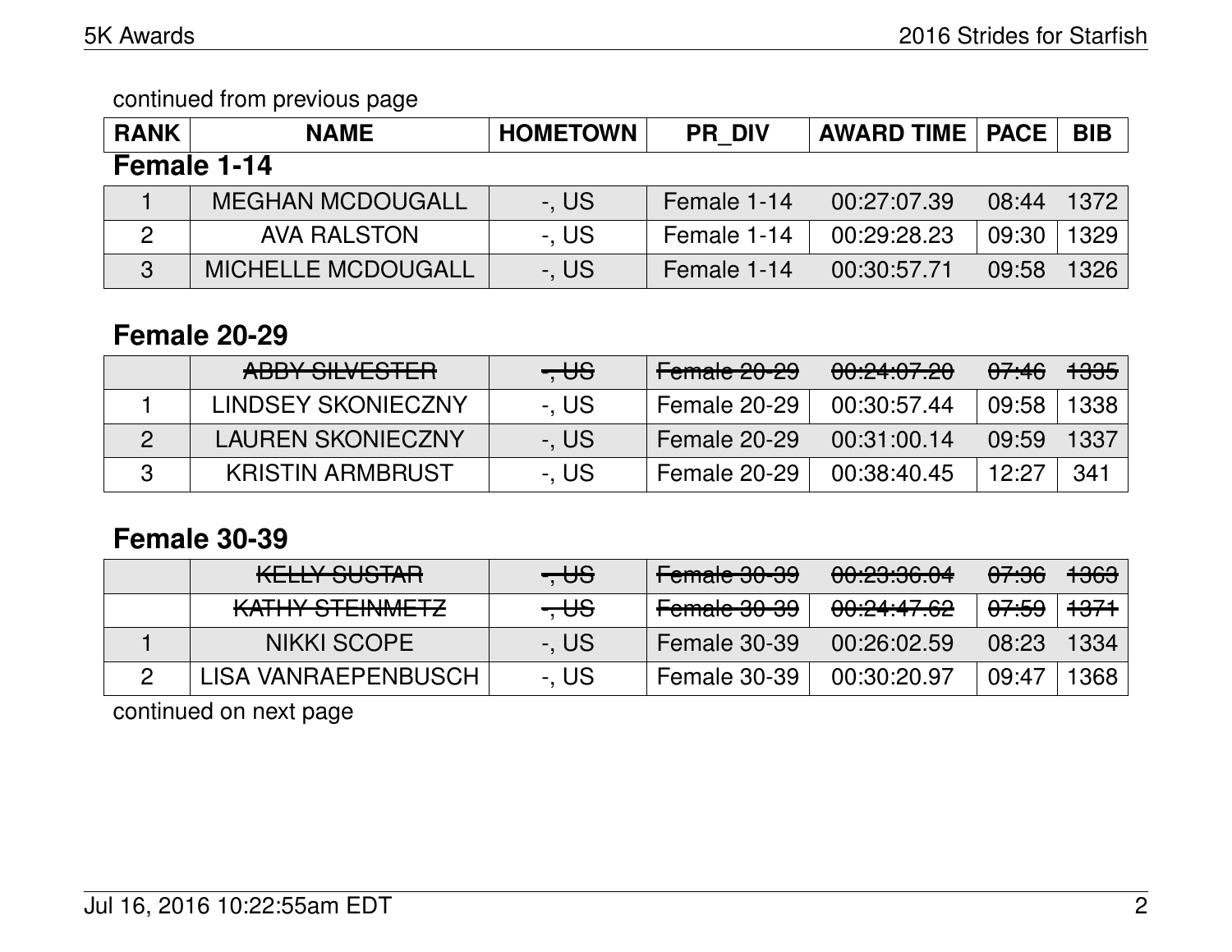continued from previous page

| RANK | NAME | HOMETOWN | PR_DIV | AWARD TIME | PACE | BIB |
|---|---|---|---|---|---|---|

**Female 1-14**

| RANK | NAME | HOMETOWN | PR_DIV | AWARD TIME | PACE | BIB |
|---|---|---|---|---|---|---|
| 1 | MEGHAN MCDOUGALL | -, US | Female 1-14 | 00:27:07.39 | 08:44 | 1372 |
| 2 | AVA RALSTON | -, US | Female 1-14 | 00:29:28.23 | 09:30 | 1329 |
| 3 | MICHELLE MCDOUGALL | -, US | Female 1-14 | 00:30:57.71 | 09:58 | 1326 |

**Female 20-29**

| RANK | NAME | HOMETOWN | PR_DIV | AWARD TIME | PACE | BIB |
|---|---|---|---|---|---|---|
| | ~~ABBY SILVESTER~~ | ~~-, US~~ | ~~Female 20-29~~ | ~~00:24:07.20~~ | ~~07:46~~ | ~~1335~~ |
| 1 | LINDSEY SKONIECZNY | -, US | Female 20-29 | 00:30:57.44 | 09:58 | 1338 |
| 2 | LAUREN SKONIECZNY | -, US | Female 20-29 | 00:31:00.14 | 09:59 | 1337 |
| 3 | KRISTIN ARMBRUST | -, US | Female 20-29 | 00:38:40.45 | 12:27 | 341 |

**Female 30-39**

| RANK | NAME | HOMETOWN | PR_DIV | AWARD TIME | PACE | BIB |
|---|---|---|---|---|---|---|
| | ~~KELLY SUSTAR~~ | ~~-, US~~ | ~~Female 30-39~~ | ~~00:23:36.04~~ | ~~07:36~~ | ~~1363~~ |
| | ~~KATHY STEINMETZ~~ | ~~-, US~~ | ~~Female 30-39~~ | ~~00:24:47.62~~ | ~~07:59~~ | ~~1371~~ |
| 1 | NIKKI SCOPE | -, US | Female 30-39 | 00:26:02.59 | 08:23 | 1334 |
| 2 | LISA VANRAEPENBUSCH | -, US | Female 30-39 | 00:30:20.97 | 09:47 | 1368 |

continued on next page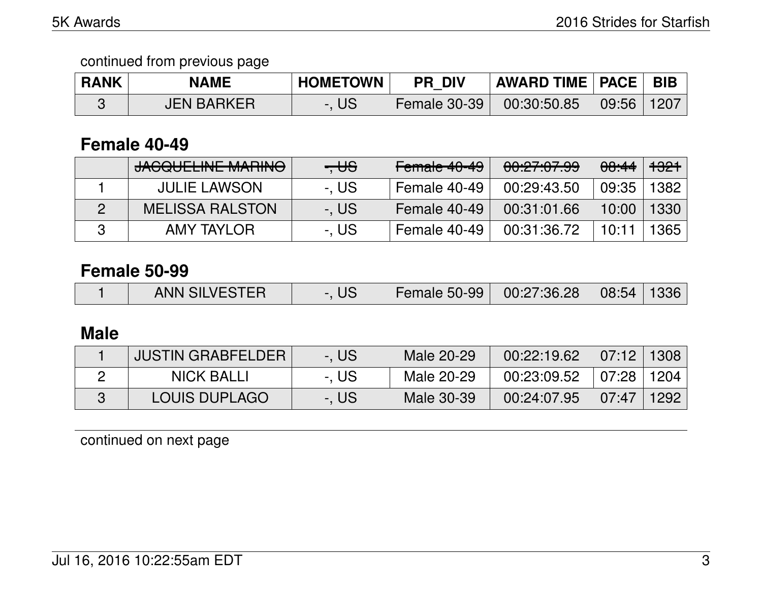continued from previous page

| RANK | NAME | HOMETOWN | PR_DIV | AWARD TIME | PACE | BIB |
|---|---|---|---|---|---|---|
| 3 | JEN BARKER | -, US | Female 30-39 | 00:30:50.85 | 09:56 | 1207 |

## Female 40-49

| RANK | NAME | HOMETOWN | PR_DIV | AWARD TIME | PACE | BIB |
|---|---|---|---|---|---|---|
| | ~~JACQUELINE MARINO~~ | ~~-, US~~ | ~~Female 40-49~~ | ~~00:27:07.99~~ | ~~08:44~~ | ~~1321~~ |
| 1 | JULIE LAWSON | -, US | Female 40-49 | 00:29:43.50 | 09:35 | 1382 |
| 2 | MELISSA RALSTON | -, US | Female 40-49 | 00:31:01.66 | 10:00 | 1330 |
| 3 | AMY TAYLOR | -, US | Female 40-49 | 00:31:36.72 | 10:11 | 1365 |

## Female 50-99

| RANK | NAME | HOMETOWN | PR_DIV | AWARD TIME | PACE | BIB |
|---|---|---|---|---|---|---|
| 1 | ANN SILVESTER | -, US | Female 50-99 | 00:27:36.28 | 08:54 | 1336 |

## Male

| RANK | NAME | HOMETOWN | PR_DIV | AWARD TIME | PACE | BIB |
|---|---|---|---|---|---|---|
| 1 | JUSTIN GRABFELDER | -, US | Male 20-29 | 00:22:19.62 | 07:12 | 1308 |
| 2 | NICK BALLI | -, US | Male 20-29 | 00:23:09.52 | 07:28 | 1204 |
| 3 | LOUIS DUPLAGO | -, US | Male 30-39 | 00:24:07.95 | 07:47 | 1292 |

continued on next page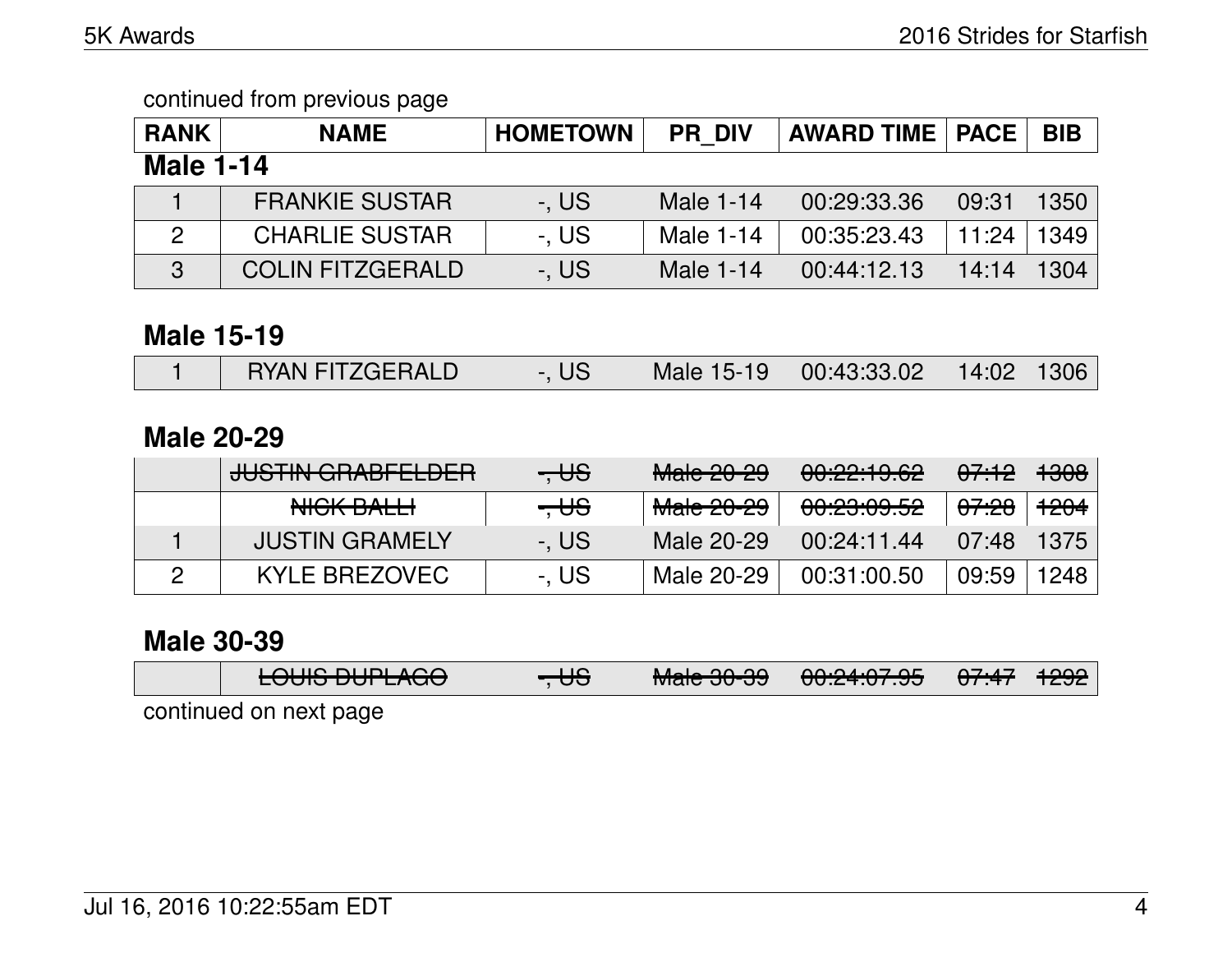continued from previous page

| RANK | NAME | HOMETOWN | PR_DIV | AWARD TIME | PACE | BIB |
|---|---|---|---|---|---|---|

## Male 1-14

| RANK | NAME | HOMETOWN | PR_DIV | AWARD TIME | PACE | BIB |
|---|---|---|---|---|---|---|
| 1 | FRANKIE SUSTAR | -, US | Male 1-14 | 00:29:33.36 | 09:31 | 1350 |
| 2 | CHARLIE SUSTAR | -, US | Male 1-14 | 00:35:23.43 | 11:24 | 1349 |
| 3 | COLIN FITZGERALD | -, US | Male 1-14 | 00:44:12.13 | 14:14 | 1304 |

## Male 15-19

| RANK | NAME | HOMETOWN | PR_DIV | AWARD TIME | PACE | BIB |
|---|---|---|---|---|---|---|
| 1 | RYAN FITZGERALD | -, US | Male 15-19 | 00:43:33.02 | 14:02 | 1306 |

## Male 20-29

| RANK | NAME | HOMETOWN | PR_DIV | AWARD TIME | PACE | BIB |
|---|---|---|---|---|---|---|
| | ~~JUSTIN GRABFELDER~~ | ~~-, US~~ | ~~Male 20-29~~ | ~~00:22:19.62~~ | ~~07:12~~ | ~~1308~~ |
| | ~~NICK BALLI~~ | ~~-, US~~ | ~~Male 20-29~~ | ~~00:23:09.52~~ | ~~07:28~~ | ~~1204~~ |
| 1 | JUSTIN GRAMELY | -, US | Male 20-29 | 00:24:11.44 | 07:48 | 1375 |
| 2 | KYLE BREZOVEC | -, US | Male 20-29 | 00:31:00.50 | 09:59 | 1248 |

## Male 30-39

| RANK | NAME | HOMETOWN | PR_DIV | AWARD TIME | PACE | BIB |
|---|---|---|---|---|---|---|
| | ~~LOUIS DUPLAGO~~ | ~~-, US~~ | ~~Male 30-39~~ | ~~00:24:07.95~~ | ~~07:47~~ | ~~1292~~ |

continued on next page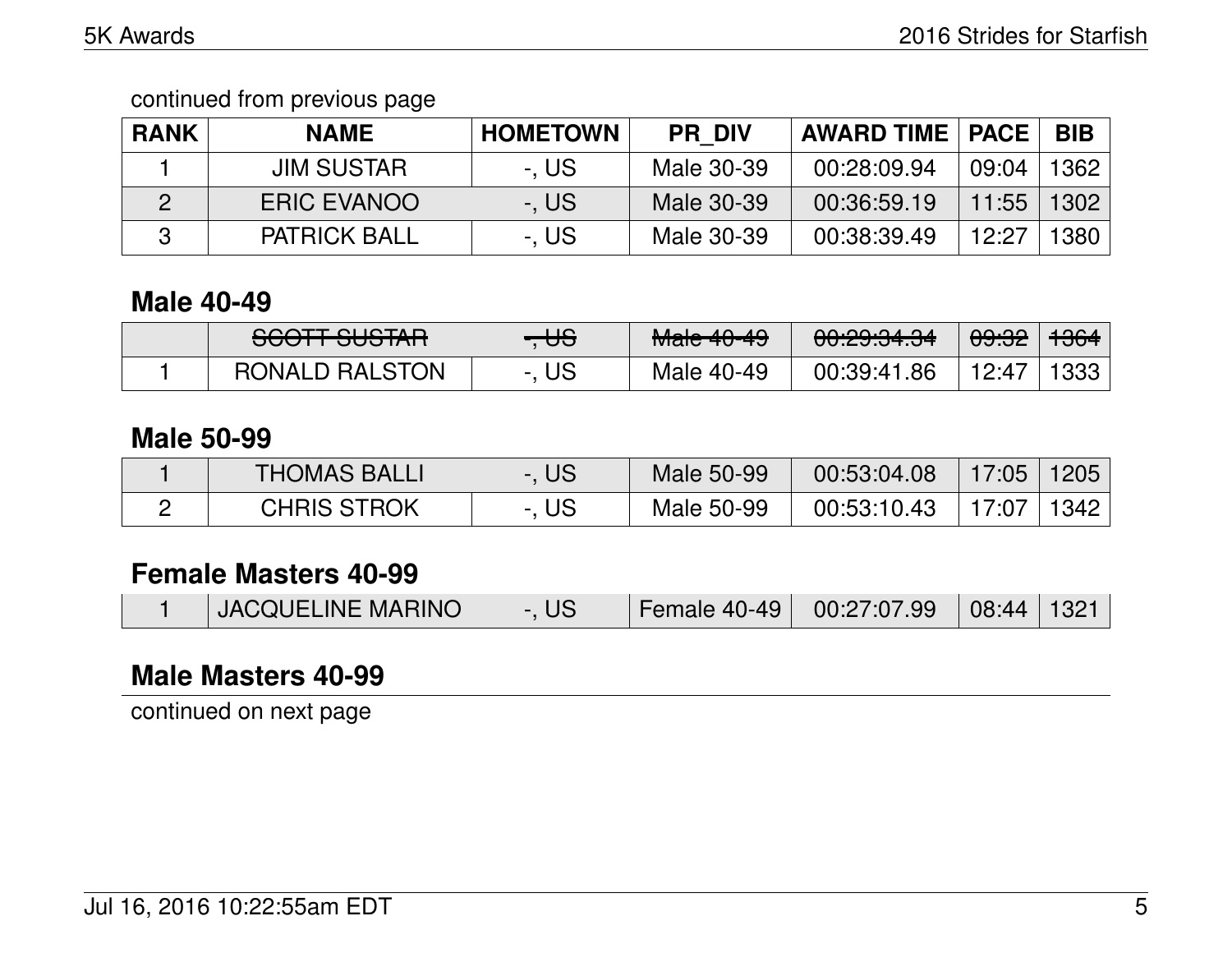continued from previous page

| RANK | NAME | HOMETOWN | PR_DIV | AWARD TIME | PACE | BIB |
|---|---|---|---|---|---|---|
| 1 | JIM SUSTAR | -, US | Male 30-39 | 00:28:09.94 | 09:04 | 1362 |
| 2 | ERIC EVANOO | -, US | Male 30-39 | 00:36:59.19 | 11:55 | 1302 |
| 3 | PATRICK BALL | -, US | Male 30-39 | 00:38:39.49 | 12:27 | 1380 |

## Male 40-49

| RANK | NAME | HOMETOWN | PR_DIV | AWARD TIME | PACE | BIB |
|---|---|---|---|---|---|---|
| | ~~SCOTT SUSTAR~~ | ~~-, US~~ | ~~Male 40-49~~ | ~~00:29:34.34~~ | ~~09:32~~ | ~~1364~~ |
| 1 | RONALD RALSTON | -, US | Male 40-49 | 00:39:41.86 | 12:47 | 1333 |

## Male 50-99

| RANK | NAME | HOMETOWN | PR_DIV | AWARD TIME | PACE | BIB |
|---|---|---|---|---|---|---|
| 1 | THOMAS BALLI | -, US | Male 50-99 | 00:53:04.08 | 17:05 | 1205 |
| 2 | CHRIS STROK | -, US | Male 50-99 | 00:53:10.43 | 17:07 | 1342 |

## Female Masters 40-99

| RANK | NAME | HOMETOWN | PR_DIV | AWARD TIME | PACE | BIB |
|---|---|---|---|---|---|---|
| 1 | JACQUELINE MARINO | -, US | Female 40-49 | 00:27:07.99 | 08:44 | 1321 |

## Male Masters 40-99

continued on next page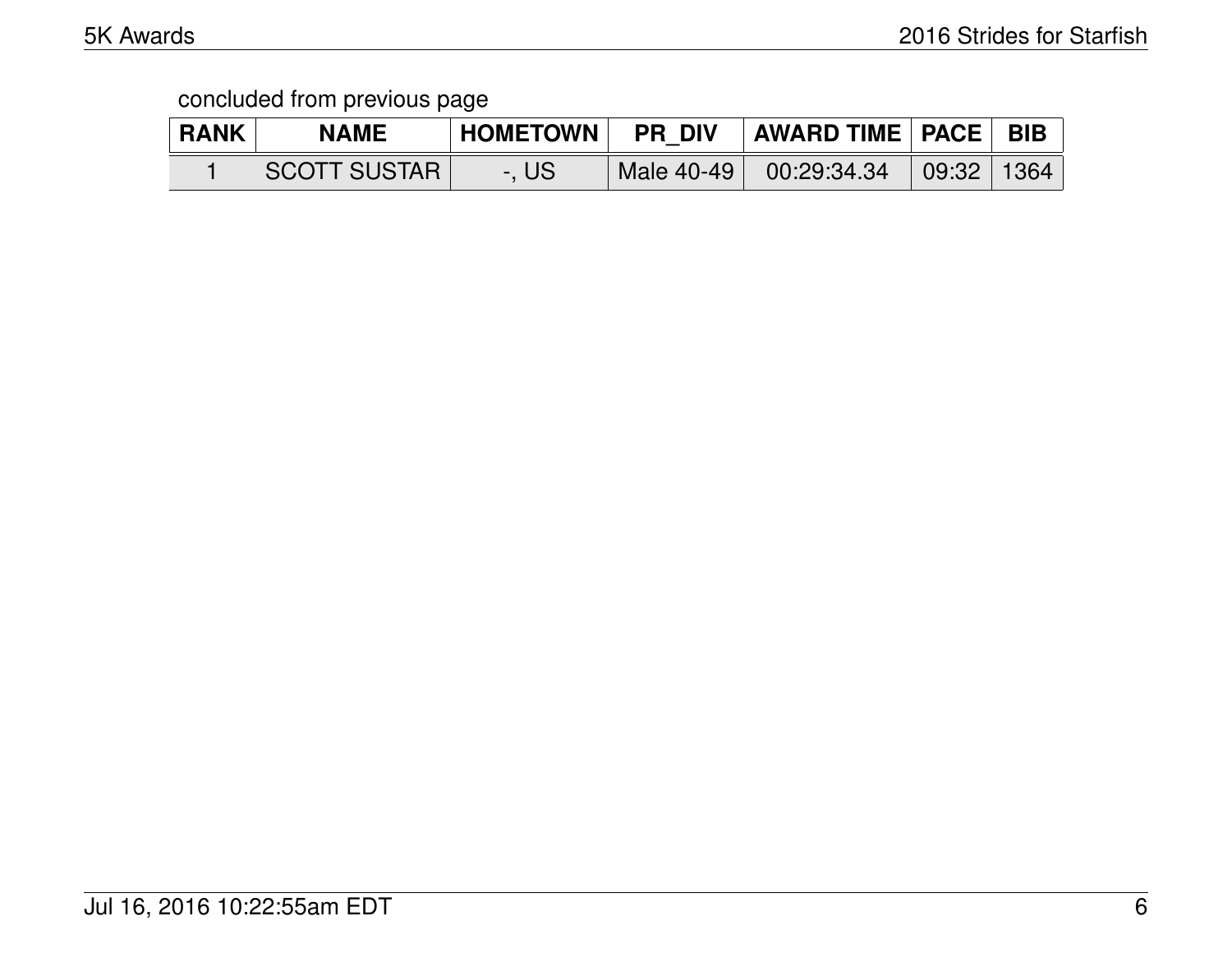concluded from previous page

| RANK | NAME | HOMETOWN | PR_DIV | AWARD TIME | PACE | BIB |
|---|---|---|---|---|---|---|
| 1 | SCOTT SUSTAR | -, US | Male 40-49 | 00:29:34.34 | 09:32 | 1364 |